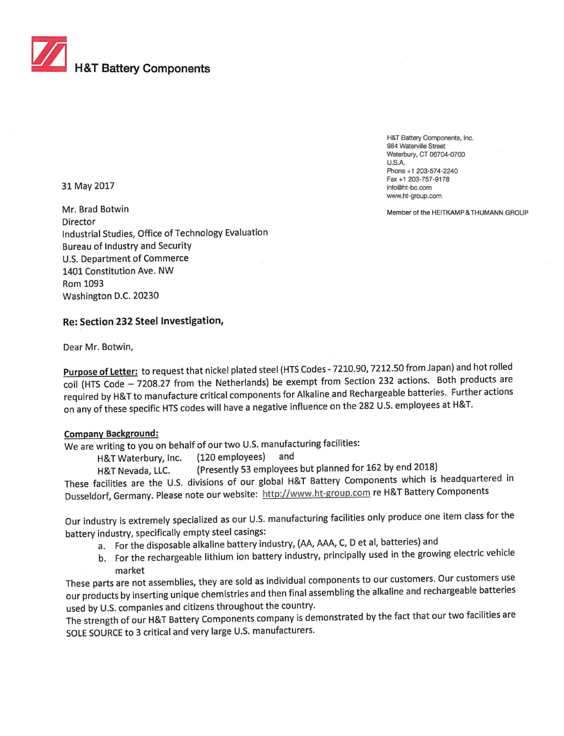**H&T Battery Components**

H&T Battery Components, Inc.
984 Waterville Street
Waterbury, CT 06704-0700
U.S.A.
Phone +1 203-574-2240
Fax +1 203-757-9178
info@ht-bc.com
www.ht-group.com

Member of the HEITKAMP & THUMANN GROUP

31 May 2017

Mr. Brad Botwin
Director
Industrial Studies, Office of Technology Evaluation
Bureau of Industry and Security
U.S. Department of Commerce
1401 Constitution Ave. NW
Rom 1093
Washington D.C. 20230

**Re: Section 232 Steel Investigation,**

Dear Mr. Botwin,

**Purpose of Letter:** to request that nickel plated steel (HTS Codes - 7210.90, 7212.50 from Japan) and hot rolled coil (HTS Code – 7208.27 from the Netherlands) be exempt from Section 232 actions. Both products are required by H&T to manufacture critical components for Alkaline and Rechargeable batteries. Further actions on any of these specific HTS codes will have a negative influence on the 282 U.S. employees at H&T.

**Company Background:**

We are writing to you on behalf of our two U.S. manufacturing facilities:

H&T Waterbury, Inc. (120 employees) and
H&T Nevada, LLC. (Presently 53 employees but planned for 162 by end 2018)

These facilities are the U.S. divisions of our global H&T Battery Components which is headquartered in Dusseldorf, Germany. Please note our website: http://www.ht-group.com re H&T Battery Components

Our industry is extremely specialized as our U.S. manufacturing facilities only produce one item class for the battery industry, specifically empty steel casings:

a. For the disposable alkaline battery industry, (AA, AAA, C, D et al, batteries) and
b. For the rechargeable lithium ion battery industry, principally used in the growing electric vehicle market

These parts are not assemblies, they are sold as individual components to our customers. Our customers use our products by inserting unique chemistries and then final assembling the alkaline and rechargeable batteries used by U.S. companies and citizens throughout the country.

The strength of our H&T Battery Components company is demonstrated by the fact that our two facilities are SOLE SOURCE to 3 critical and very large U.S. manufacturers.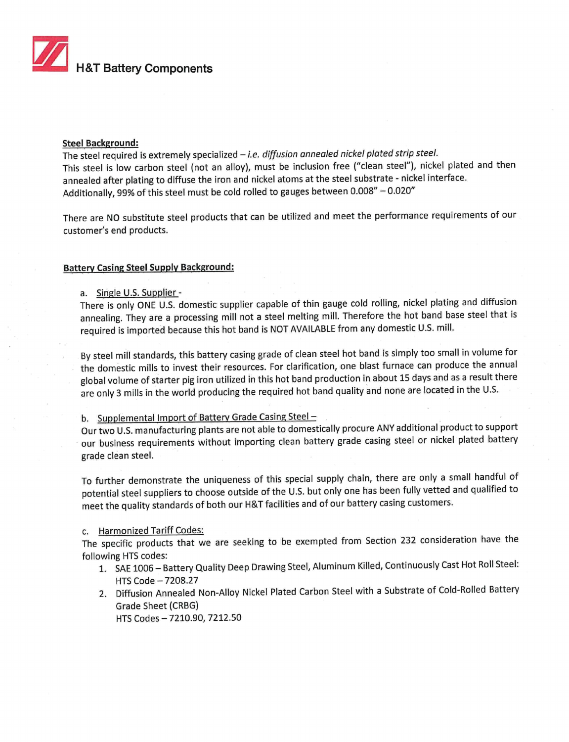**H&T Battery Components**

**Steel Background:**

The steel required is extremely specialized – *i.e. diffusion annealed nickel plated strip steel.*
This steel is low carbon steel (not an alloy), must be inclusion free ("clean steel"), nickel plated and then annealed after plating to diffuse the iron and nickel atoms at the steel substrate - nickel interface. Additionally, 99% of this steel must be cold rolled to gauges between 0.008" – 0.020"

There are NO substitute steel products that can be utilized and meet the performance requirements of our customer's end products.

**Battery Casing Steel Supply Background:**

a. Single U.S. Supplier -
There is only ONE U.S. domestic supplier capable of thin gauge cold rolling, nickel plating and diffusion annealing. They are a processing mill not a steel melting mill. Therefore the hot band base steel that is required is imported because this hot band is NOT AVAILABLE from any domestic U.S. mill.

By steel mill standards, this battery casing grade of clean steel hot band is simply too small in volume for the domestic mills to invest their resources. For clarification, one blast furnace can produce the annual global volume of starter pig iron utilized in this hot band production in about 15 days and as a result there are only 3 mills in the world producing the required hot band quality and none are located in the U.S.

b. Supplemental Import of Battery Grade Casing Steel –
Our two U.S. manufacturing plants are not able to domestically procure ANY additional product to support our business requirements without importing clean battery grade casing steel or nickel plated battery grade clean steel.

To further demonstrate the uniqueness of this special supply chain, there are only a small handful of potential steel suppliers to choose outside of the U.S. but only one has been fully vetted and qualified to meet the quality standards of both our H&T facilities and of our battery casing customers.

c. Harmonized Tariff Codes:
The specific products that we are seeking to be exempted from Section 232 consideration have the following HTS codes:

1. SAE 1006 – Battery Quality Deep Drawing Steel, Aluminum Killed, Continuously Cast Hot Roll Steel:
   HTS Code – 7208.27
2. Diffusion Annealed Non-Alloy Nickel Plated Carbon Steel with a Substrate of Cold-Rolled Battery Grade Sheet (CRBG)
   HTS Codes – 7210.90, 7212.50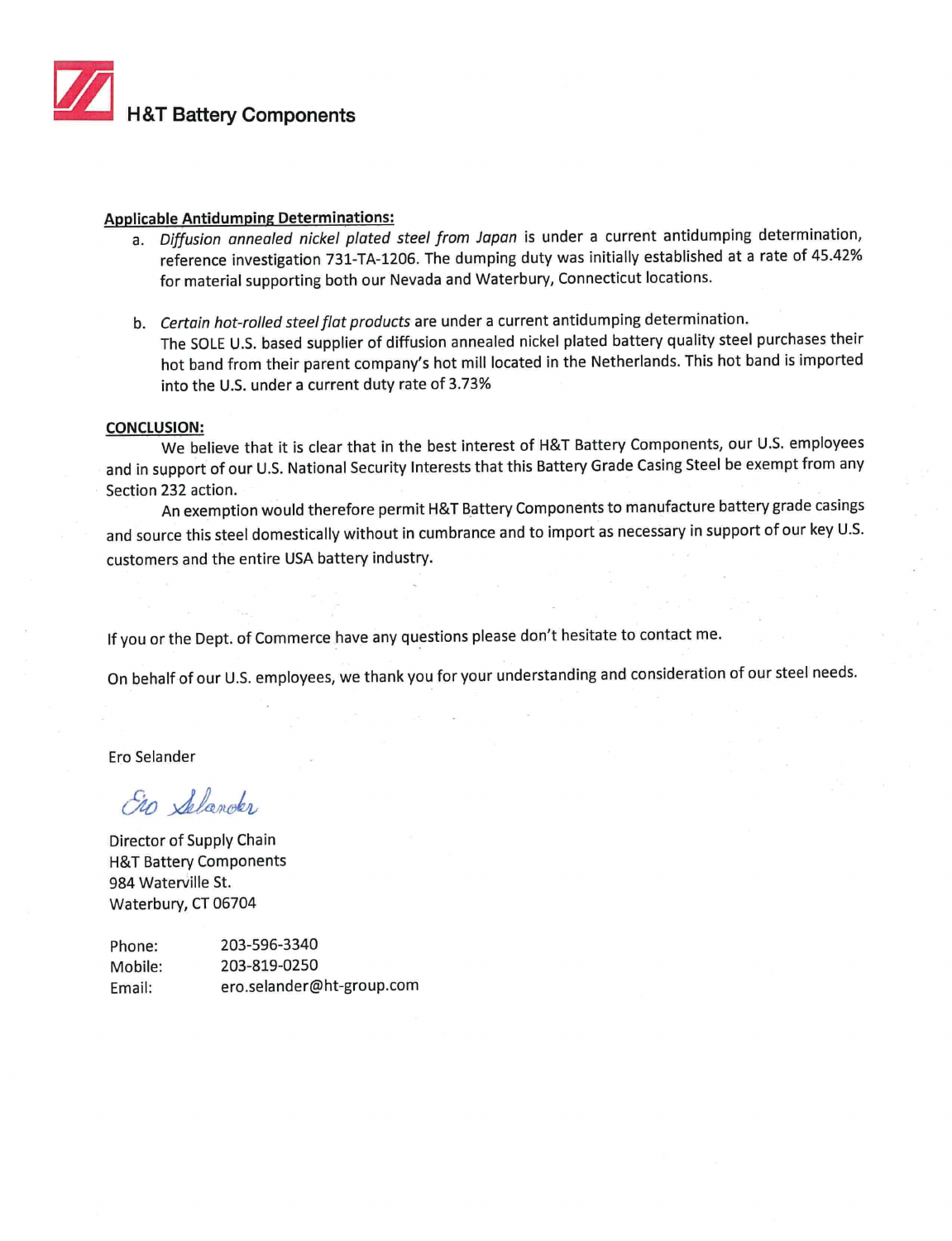H&T Battery Components

**Applicable Antidumping Determinations:**

a. *Diffusion annealed nickel plated steel from Japan* is under a current antidumping determination, reference investigation 731-TA-1206. The dumping duty was initially established at a rate of 45.42% for material supporting both our Nevada and Waterbury, Connecticut locations.

b. *Certain hot-rolled steel flat products* are under a current antidumping determination. The SOLE U.S. based supplier of diffusion annealed nickel plated battery quality steel purchases their hot band from their parent company's hot mill located in the Netherlands. This hot band is imported into the U.S. under a current duty rate of 3.73%

**CONCLUSION:**

We believe that it is clear that in the best interest of H&T Battery Components, our U.S. employees and in support of our U.S. National Security Interests that this Battery Grade Casing Steel be exempt from any Section 232 action.

An exemption would therefore permit H&T Battery Components to manufacture battery grade casings and source this steel domestically without in cumbrance and to import as necessary in support of our key U.S. customers and the entire USA battery industry.

If you or the Dept. of Commerce have any questions please don't hesitate to contact me.

On behalf of our U.S. employees, we thank you for your understanding and consideration of our steel needs.

Ero Selander

Ero Selander

Director of Supply Chain
H&T Battery Components
984 Waterville St.
Waterbury, CT 06704

Phone: 203-596-3340
Mobile: 203-819-0250
Email: ero.selander@ht-group.com